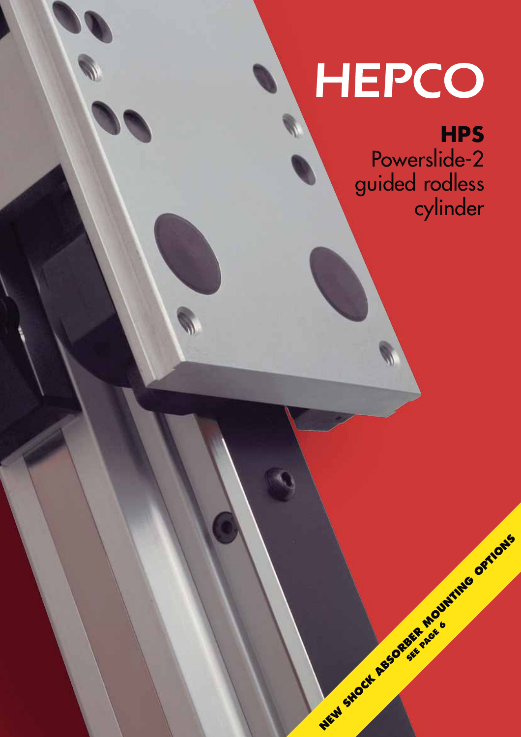# HEPCO

## HPS
Powerslide-2
guided rodless
cylinder

**NEW SHOCK ABSORBER MOUNTING OPTIONS**
SEE PAGE 6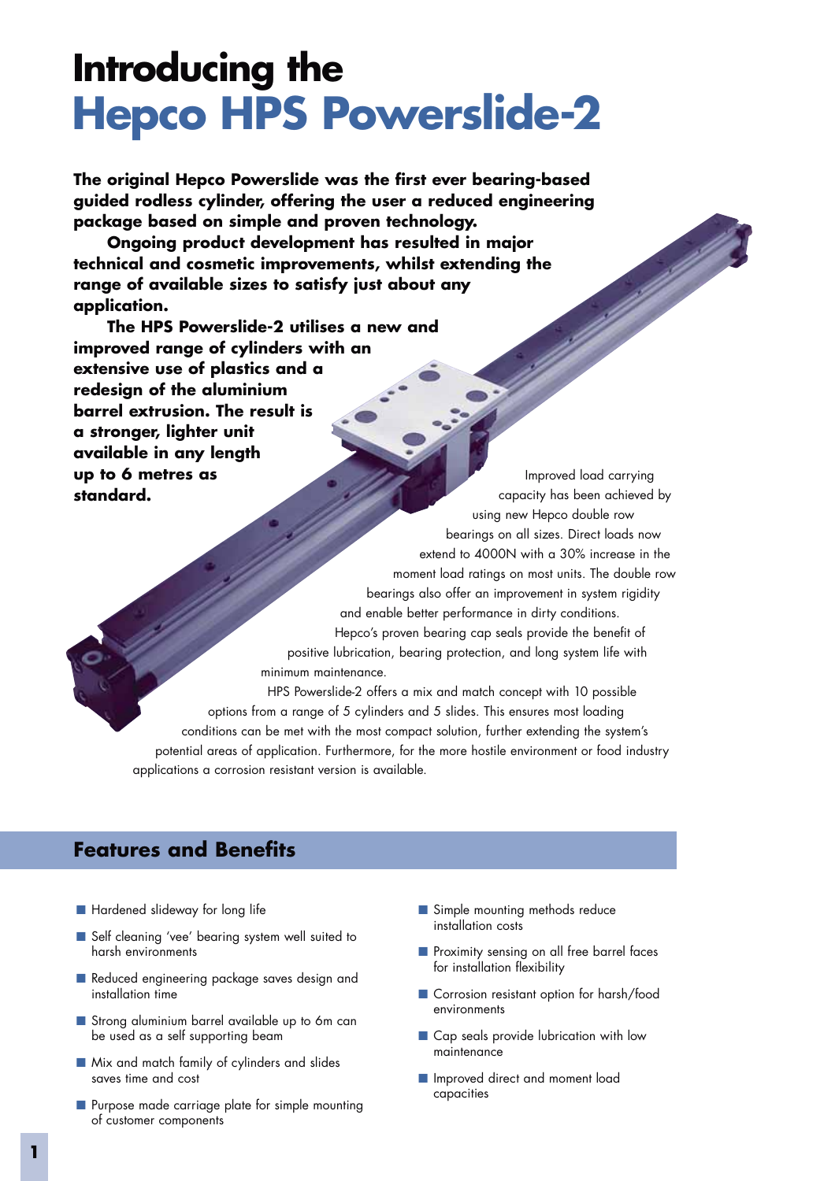# Introducing the Hepco HPS Powerslide-2

**The original Hepco Powerslide was the first ever bearing-based guided rodless cylinder, offering the user a reduced engineering package based on simple and proven technology.**

**Ongoing product development has resulted in major technical and cosmetic improvements, whilst extending the range of available sizes to satisfy just about any application.**

**The HPS Powerslide-2 utilises a new and improved range of cylinders with an extensive use of plastics and a redesign of the aluminium barrel extrusion. The result is a stronger, lighter unit available in any length up to 6 metres as standard.**

Improved load carrying capacity has been achieved by using new Hepco double row bearings on all sizes. Direct loads now extend to 4000N with a 30% increase in the moment load ratings on most units. The double row bearings also offer an improvement in system rigidity and enable better performance in dirty conditions. Hepco's proven bearing cap seals provide the benefit of positive lubrication, bearing protection, and long system life with minimum maintenance.

HPS Powerslide-2 offers a mix and match concept with 10 possible options from a range of 5 cylinders and 5 slides. This ensures most loading conditions can be met with the most compact solution, further extending the system's potential areas of application. Furthermore, for the more hostile environment or food industry applications a corrosion resistant version is available.

## Features and Benefits

- Hardened slideway for long life
- Self cleaning 'vee' bearing system well suited to harsh environments
- Reduced engineering package saves design and installation time
- Strong aluminium barrel available up to 6m can be used as a self supporting beam
- Mix and match family of cylinders and slides saves time and cost
- Purpose made carriage plate for simple mounting of customer components
- Simple mounting methods reduce installation costs
- Proximity sensing on all free barrel faces for installation flexibility
- Corrosion resistant option for harsh/food environments
- Cap seals provide lubrication with low maintenance
- Improved direct and moment load capacities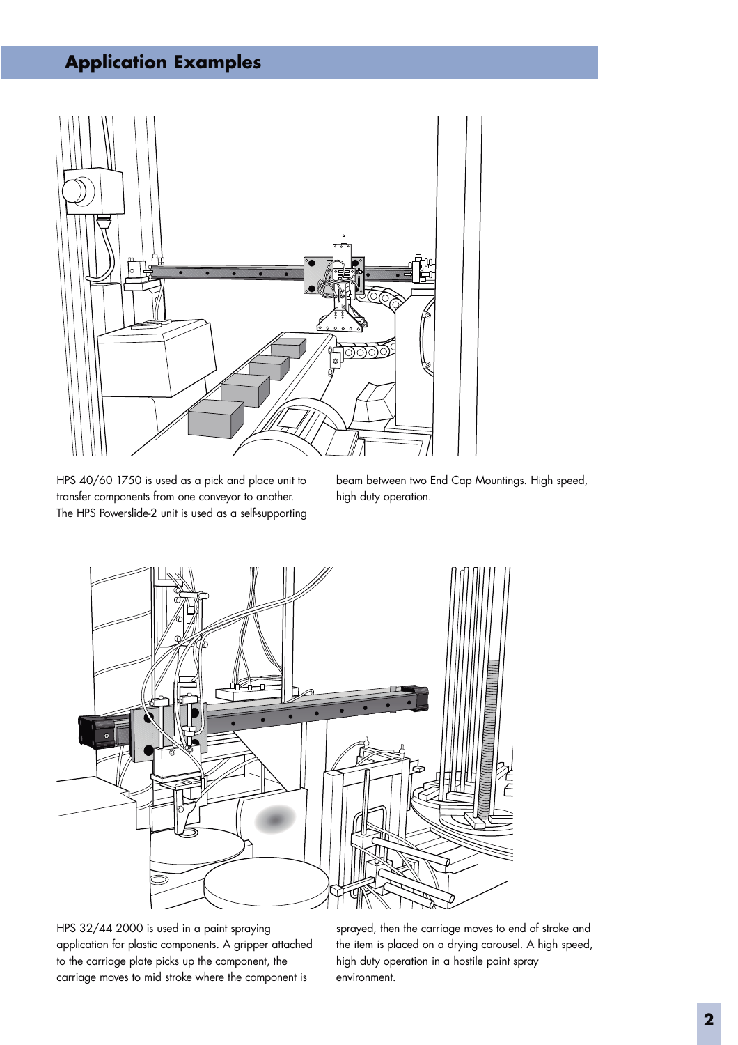## Application Examples

HPS 40/60 1750 is used as a pick and place unit to transfer components from one conveyor to another. The HPS Powerslide-2 unit is used as a self-supporting beam between two End Cap Mountings. High speed, high duty operation.

HPS 32/44 2000 is used in a paint spraying application for plastic components. A gripper attached to the carriage plate picks up the component, the carriage moves to mid stroke where the component is sprayed, then the carriage moves to end of stroke and the item is placed on a drying carousel. A high speed, high duty operation in a hostile paint spray environment.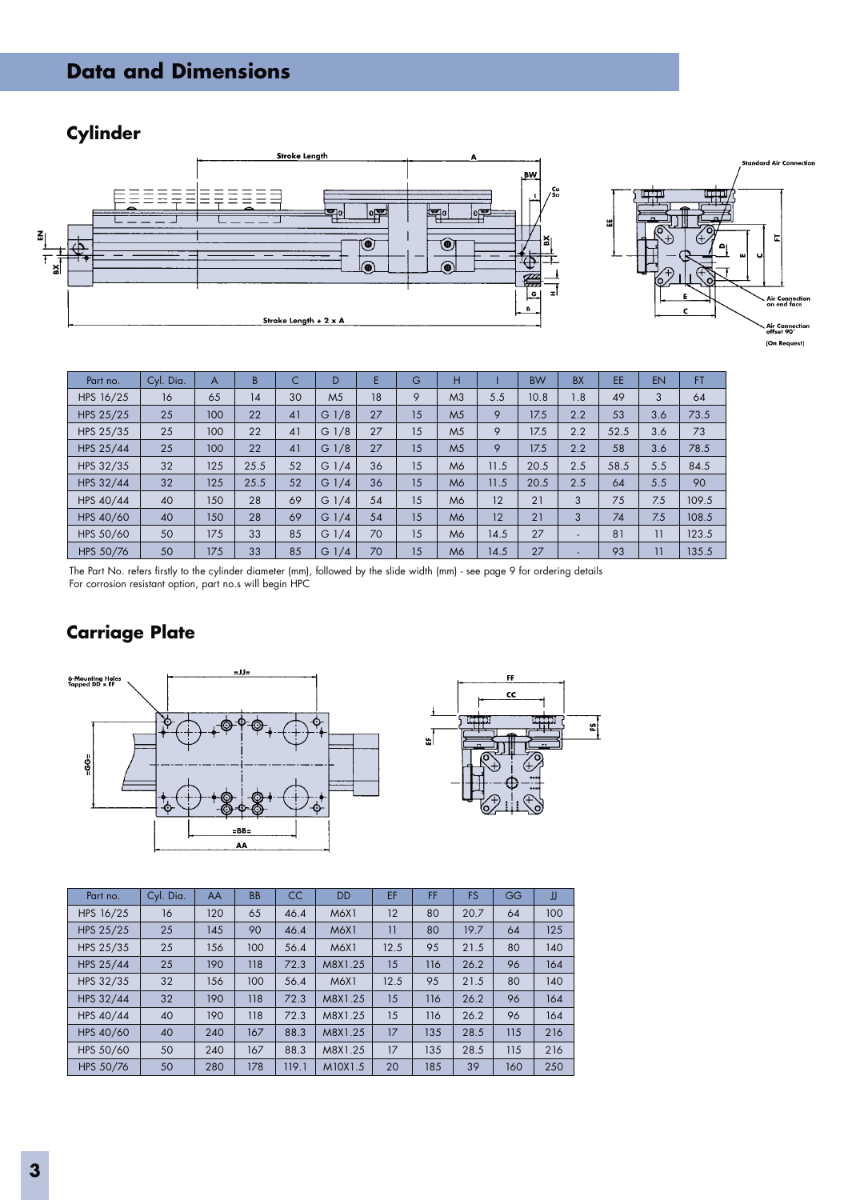# Data and Dimensions

## Cylinder

| Part no. | Cyl. Dia. | A | B | C | D | E | G | H | I | BW | BX | EE | EN | FT |
|---|---|---|---|---|---|---|---|---|---|---|---|---|---|---|
| HPS 16/25 | 16 | 65 | 14 | 30 | M5 | 18 | 9 | M3 | 5.5 | 10.8 | 1.8 | 49 | 3 | 64 |
| HPS 25/25 | 25 | 100 | 22 | 41 | G 1/8 | 27 | 15 | M5 | 9 | 17.5 | 2.2 | 53 | 3.6 | 73.5 |
| HPS 25/35 | 25 | 100 | 22 | 41 | G 1/8 | 27 | 15 | M5 | 9 | 17.5 | 2.2 | 52.5 | 3.6 | 73 |
| HPS 25/44 | 25 | 100 | 22 | 41 | G 1/8 | 27 | 15 | M5 | 9 | 17.5 | 2.2 | 58 | 3.6 | 78.5 |
| HPS 32/35 | 32 | 125 | 25.5 | 52 | G 1/4 | 36 | 15 | M6 | 11.5 | 20.5 | 2.5 | 58.5 | 5.5 | 84.5 |
| HPS 32/44 | 32 | 125 | 25.5 | 52 | G 1/4 | 36 | 15 | M6 | 11.5 | 20.5 | 2.5 | 64 | 5.5 | 90 |
| HPS 40/44 | 40 | 150 | 28 | 69 | G 1/4 | 54 | 15 | M6 | 12 | 21 | 3 | 75 | 7.5 | 109.5 |
| HPS 40/60 | 40 | 150 | 28 | 69 | G 1/4 | 54 | 15 | M6 | 12 | 21 | 3 | 74 | 7.5 | 108.5 |
| HPS 50/60 | 50 | 175 | 33 | 85 | G 1/4 | 70 | 15 | M6 | 14.5 | 27 | - | 81 | 11 | 123.5 |
| HPS 50/76 | 50 | 175 | 33 | 85 | G 1/4 | 70 | 15 | M6 | 14.5 | 27 | - | 93 | 11 | 135.5 |

The Part No. refers firstly to the cylinder diameter (mm), followed by the slide width (mm) - see page 9 for ordering details
For corrosion resistant option, part no.s will begin HPC

## Carriage Plate

| Part no. | Cyl. Dia. | AA | BB | CC | DD | EF | FF | FS | GG | JJ |
|---|---|---|---|---|---|---|---|---|---|---|
| HPS 16/25 | 16 | 120 | 65 | 46.4 | M6X1 | 12 | 80 | 20.7 | 64 | 100 |
| HPS 25/25 | 25 | 145 | 90 | 46.4 | M6X1 | 11 | 80 | 19.7 | 64 | 125 |
| HPS 25/35 | 25 | 156 | 100 | 56.4 | M6X1 | 12.5 | 95 | 21.5 | 80 | 140 |
| HPS 25/44 | 25 | 190 | 118 | 72.3 | M8X1.25 | 15 | 116 | 26.2 | 96 | 164 |
| HPS 32/35 | 32 | 156 | 100 | 56.4 | M6X1 | 12.5 | 95 | 21.5 | 80 | 140 |
| HPS 32/44 | 32 | 190 | 118 | 72.3 | M8X1.25 | 15 | 116 | 26.2 | 96 | 164 |
| HPS 40/44 | 40 | 190 | 118 | 72.3 | M8X1.25 | 15 | 116 | 26.2 | 96 | 164 |
| HPS 40/60 | 40 | 240 | 167 | 88.3 | M8X1.25 | 17 | 135 | 28.5 | 115 | 216 |
| HPS 50/60 | 50 | 240 | 167 | 88.3 | M8X1.25 | 17 | 135 | 28.5 | 115 | 216 |
| HPS 50/76 | 50 | 280 | 178 | 119.1 | M10X1.5 | 20 | 185 | 39 | 160 | 250 |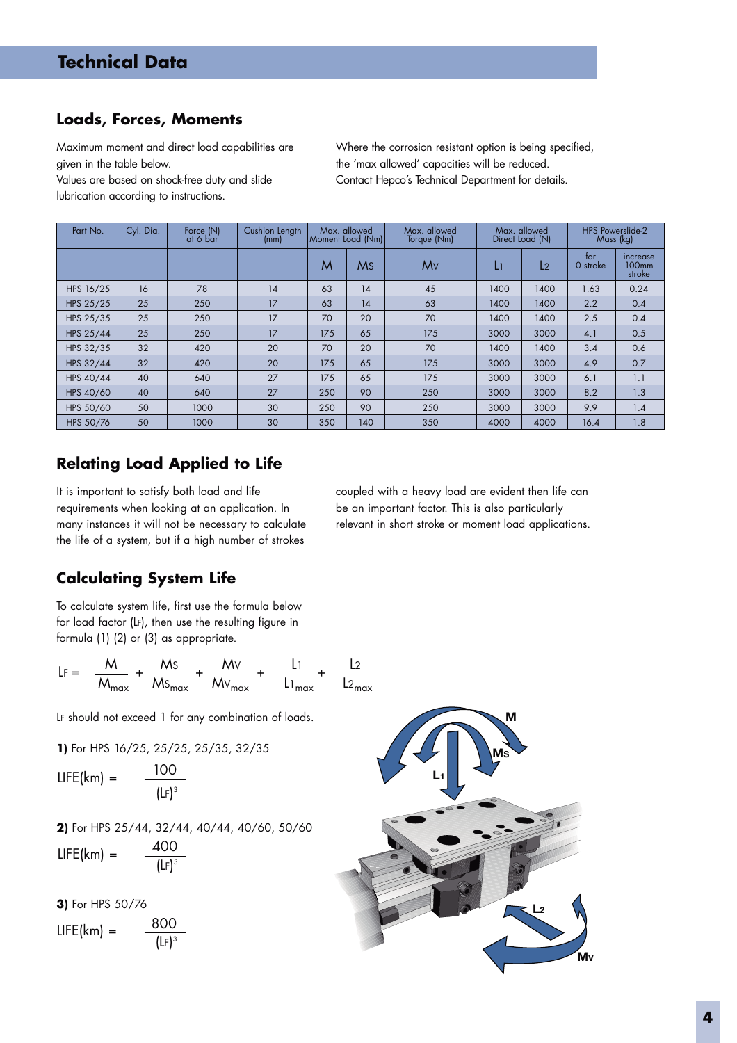## Technical Data

### Loads, Forces, Moments

Maximum moment and direct load capabilities are given in the table below.
Values are based on shock-free duty and slide lubrication according to instructions.

Where the corrosion resistant option is being specified, the 'max allowed' capacities will be reduced.
Contact Hepco's Technical Department for details.

| Part No. | Cyl. Dia. | Force (N) at 6 bar | Cushion Length (mm) | Max. allowed Moment Load (Nm) | | Max. allowed Torque (Nm) | Max. allowed Direct Load (N) | | HPS Powerslide-2 Mass (kg) | |
|---|---|---|---|---|---|---|---|---|---|---|
| | | | | M | Ms | Mv | L1 | L2 | for 0 stroke | increase 100mm stroke |
| HPS 16/25 | 16 | 78 | 14 | 63 | 14 | 45 | 1400 | 1400 | 1.63 | 0.24 |
| HPS 25/25 | 25 | 250 | 17 | 63 | 14 | 63 | 1400 | 1400 | 2.2 | 0.4 |
| HPS 25/35 | 25 | 250 | 17 | 70 | 20 | 70 | 1400 | 1400 | 2.5 | 0.4 |
| HPS 25/44 | 25 | 250 | 17 | 175 | 65 | 175 | 3000 | 3000 | 4.1 | 0.5 |
| HPS 32/35 | 32 | 420 | 20 | 70 | 20 | 70 | 1400 | 1400 | 3.4 | 0.6 |
| HPS 32/44 | 32 | 420 | 20 | 175 | 65 | 175 | 3000 | 3000 | 4.9 | 0.7 |
| HPS 40/44 | 40 | 640 | 27 | 175 | 65 | 175 | 3000 | 3000 | 6.1 | 1.1 |
| HPS 40/60 | 40 | 640 | 27 | 250 | 90 | 250 | 3000 | 3000 | 8.2 | 1.3 |
| HPS 50/60 | 50 | 1000 | 30 | 250 | 90 | 250 | 3000 | 3000 | 9.9 | 1.4 |
| HPS 50/76 | 50 | 1000 | 30 | 350 | 140 | 350 | 4000 | 4000 | 16.4 | 1.8 |

### Relating Load Applied to Life

It is important to satisfy both load and life requirements when looking at an application. In many instances it will not be necessary to calculate the life of a system, but if a high number of strokes coupled with a heavy load are evident then life can be an important factor. This is also particularly relevant in short stroke or moment load applications.

### Calculating System Life

To calculate system life, first use the formula below for load factor ($L_F$), then use the resulting figure in formula (1) (2) or (3) as appropriate.

$$L_F = \frac{M}{M_{max}} + \frac{M_S}{M_{S_{max}}} + \frac{M_V}{M_{V_{max}}} + \frac{L_1}{L_{1\,max}} + \frac{L_2}{L_{2\,max}}$$

$L_F$ should not exceed 1 for any combination of loads.

**1)** For HPS 16/25, 25/25, 25/35, 32/35

$$\text{LIFE(km)} = \frac{100}{(L_F)^3}$$

**2)** For HPS 25/44, 32/44, 40/44, 40/60, 50/60

$$\text{LIFE(km)} = \frac{400}{(L_F)^3}$$

**3)** For HPS 50/76

$$\text{LIFE(km)} = \frac{800}{(L_F)^3}$$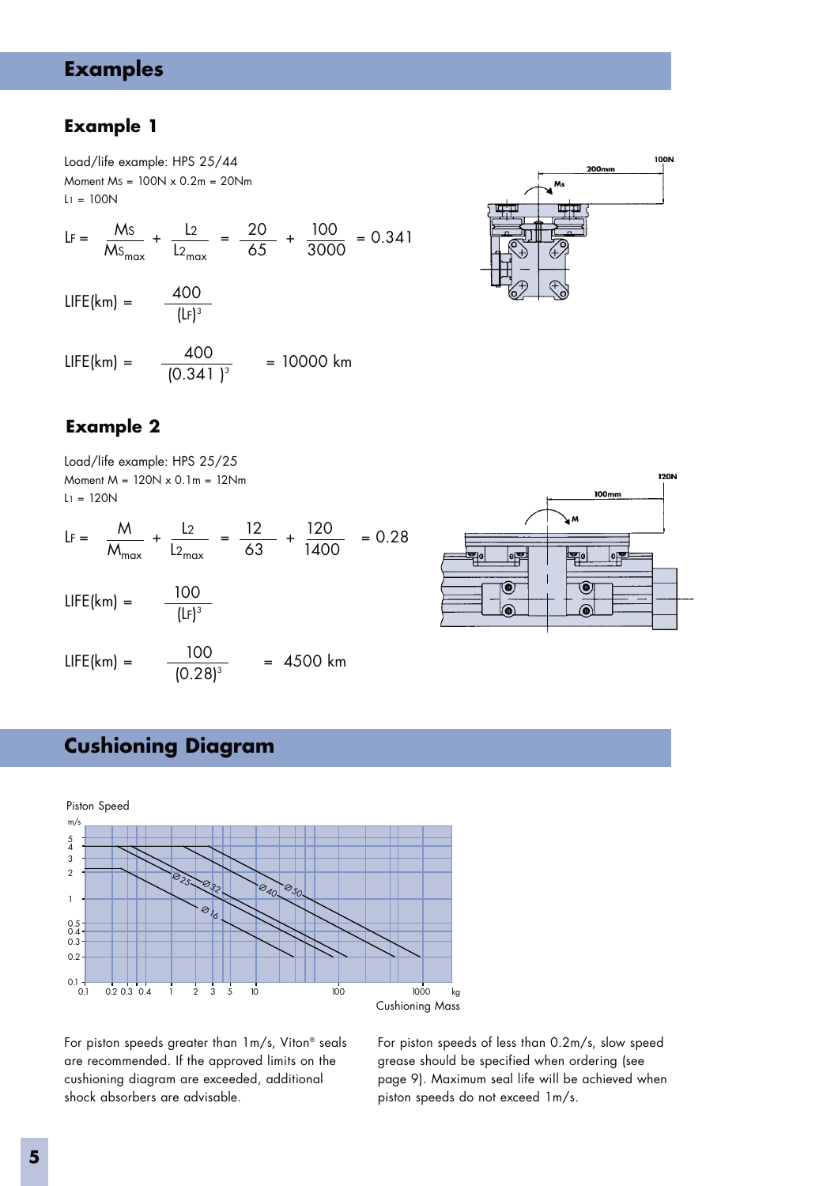# Examples

## Example 1

Load/life example: HPS 25/44

Moment Ms = 100N x 0.2m = 20Nm

$L_1$ = 100N

$$L_F = \frac{M_S}{M_{S_{max}}} + \frac{L_2}{L_{2_{max}}} = \frac{20}{65} + \frac{100}{3000} = 0.341$$

$$LIFE(km) = \frac{400}{(L_F)^3}$$

$$LIFE(km) = \frac{400}{(0.341)^3} = 10000 \text{ km}$$

## Example 2

Load/life example: HPS 25/25

Moment M = 120N x 0.1m = 12Nm

$L_1$ = 120N

$$L_F = \frac{M}{M_{max}} + \frac{L_2}{L_{2_{max}}} = \frac{12}{63} + \frac{120}{1400} = 0.28$$

$$LIFE(km) = \frac{100}{(L_F)^3}$$

$$LIFE(km) = \frac{100}{(0.28)^3} = 4500 \text{ km}$$

# Cushioning Diagram

For piston speeds greater than 1m/s, Viton® seals are recommended. If the approved limits on the cushioning diagram are exceeded, additional shock absorbers are advisable.

For piston speeds of less than 0.2m/s, slow speed grease should be specified when ordering (see page 9). Maximum seal life will be achieved when piston speeds do not exceed 1m/s.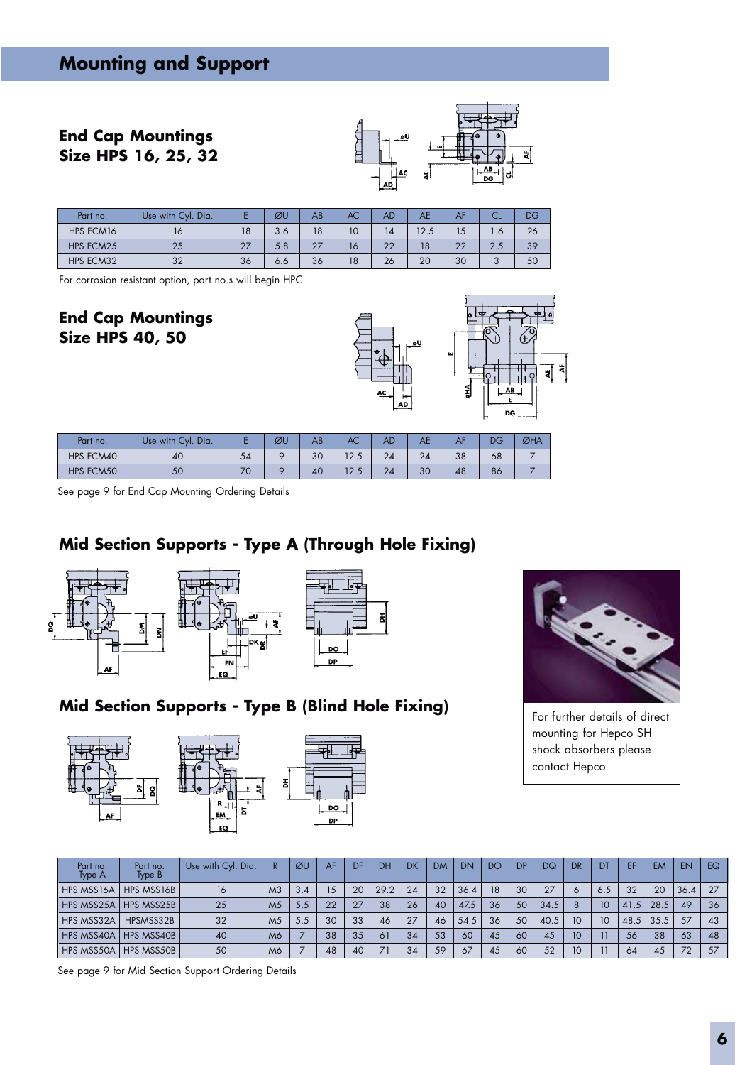# Mounting and Support

## End Cap Mountings Size HPS 16, 25, 32

| Part no. | Use with Cyl. Dia. | E | ØU | AB | AC | AD | AE | AF | CL | DG |
|---|---|---|---|---|---|---|---|---|---|---|
| HPS ECM16 | 16 | 18 | 3.6 | 18 | 10 | 14 | 12.5 | 15 | 1.6 | 26 |
| HPS ECM25 | 25 | 27 | 5.8 | 27 | 16 | 22 | 18 | 22 | 2.5 | 39 |
| HPS ECM32 | 32 | 36 | 6.6 | 36 | 18 | 26 | 20 | 30 | 3 | 50 |

For corrosion resistant option, part no.s will begin HPC

## End Cap Mountings Size HPS 40, 50

| Part no. | Use with Cyl. Dia. | E | ØU | AB | AC | AD | AE | AF | DG | ØHA |
|---|---|---|---|---|---|---|---|---|---|---|
| HPS ECM40 | 40 | 54 | 9 | 30 | 12.5 | 24 | 24 | 38 | 68 | 7 |
| HPS ECM50 | 50 | 70 | 9 | 40 | 12.5 | 24 | 30 | 48 | 86 | 7 |

See page 9 for End Cap Mounting Ordering Details

## Mid Section Supports - Type A (Through Hole Fixing)

## Mid Section Supports - Type B (Blind Hole Fixing)

For further details of direct mounting for Hepco SH shock absorbers please contact Hepco

| Part no. Type A | Part no. Type B | Use with Cyl. Dia. | R | ØU | AF | DF | DH | DK | DM | DN | DO | DP | DQ | DR | DT | EF | EM | EN | EQ |
|---|---|---|---|---|---|---|---|---|---|---|---|---|---|---|---|---|---|---|---|
| HPS MSS16A | HPS MSS16B | 16 | M3 | 3.4 | 15 | 20 | 29.2 | 24 | 32 | 36.4 | 18 | 30 | 27 | 6 | 6.5 | 32 | 20 | 36.4 | 27 |
| HPS MSS25A | HPS MSS25B | 25 | M5 | 5.5 | 22 | 27 | 38 | 26 | 40 | 47.5 | 36 | 50 | 34.5 | 8 | 10 | 41.5 | 28.5 | 49 | 36 |
| HPS MSS32A | HPSMSS32B | 32 | M5 | 5.5 | 30 | 33 | 46 | 27 | 46 | 54.5 | 36 | 50 | 40.5 | 10 | 10 | 48.5 | 35.5 | 57 | 43 |
| HPS MSS40A | HPS MSS40B | 40 | M6 | 7 | 38 | 35 | 61 | 34 | 53 | 60 | 45 | 60 | 45 | 10 | 11 | 56 | 38 | 63 | 48 |
| HPS MSS50A | HPS MSS50B | 50 | M6 | 7 | 48 | 40 | 71 | 34 | 59 | 67 | 45 | 60 | 52 | 10 | 11 | 64 | 45 | 72 | 57 |

See page 9 for Mid Section Support Ordering Details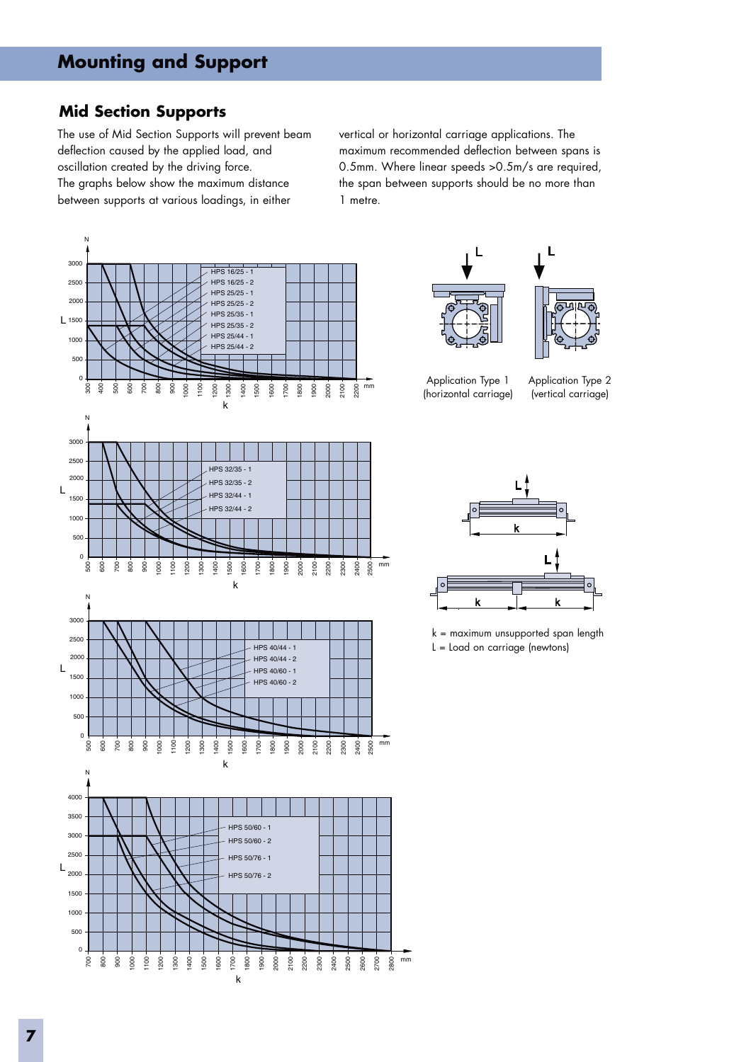# Mounting and Support

## Mid Section Supports

The use of Mid Section Supports will prevent beam deflection caused by the applied load, and oscillation created by the driving force.
The graphs below show the maximum distance between supports at various loadings, in either vertical or horizontal carriage applications. The maximum recommended deflection between spans is 0.5mm. Where linear speeds >0.5m/s are required, the span between supports should be no more than 1 metre.

HPS 16/25 - 1
HPS 16/25 - 2
HPS 25/25 - 1
HPS 25/25 - 2
HPS 25/35 - 1
HPS 25/35 - 2
HPS 25/44 - 1
HPS 25/44 - 2

HPS 32/35 - 1
HPS 32/35 - 2
HPS 32/44 - 1
HPS 32/44 - 2

HPS 40/44 - 1
HPS 40/44 - 2
HPS 40/60 - 1
HPS 40/60 - 2

HPS 50/60 - 1
HPS 50/60 - 2
HPS 50/76 - 1
HPS 50/76 - 2

Application Type 1 (horizontal carriage)

Application Type 2 (vertical carriage)

k = maximum unsupported span length
L = Load on carriage (newtons)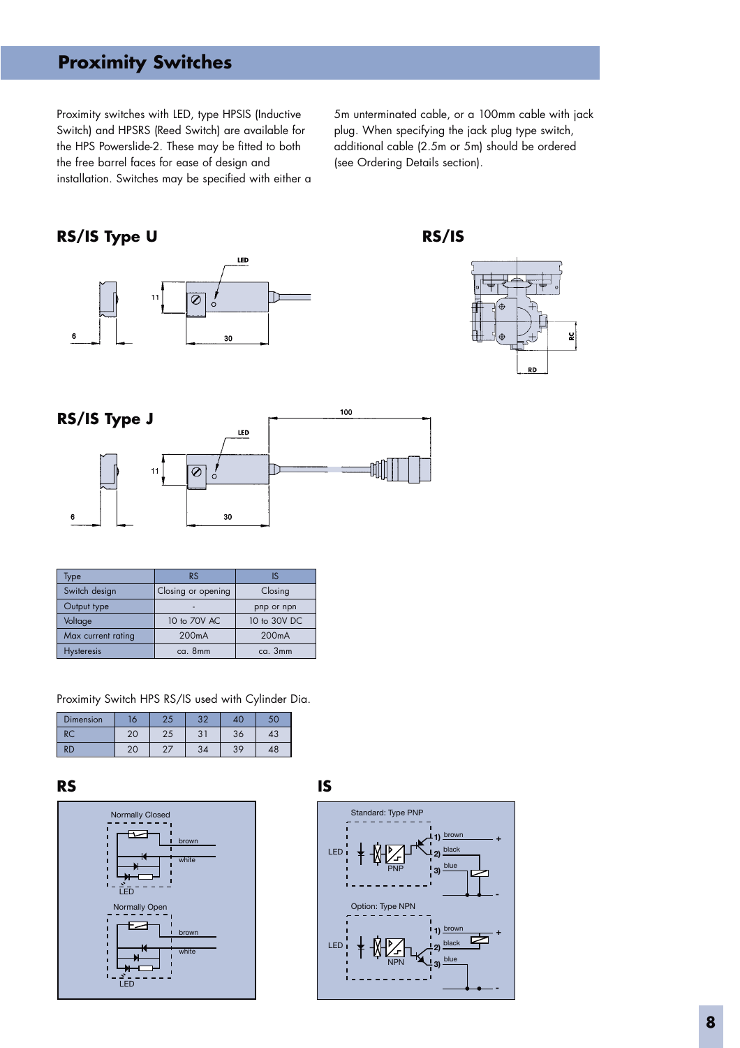# Proximity Switches

Proximity switches with LED, type HPSIS (Inductive Switch) and HPSRS (Reed Switch) are available for the HPS Powerslide-2. These may be fitted to both the free barrel faces for ease of design and installation. Switches may be specified with either a 5m unterminated cable, or a 100mm cable with jack plug. When specifying the jack plug type switch, additional cable (2.5m or 5m) should be ordered (see Ordering Details section).

## RS/IS Type U

## RS/IS

## RS/IS Type J

| Type | RS | IS |
|---|---|---|
| Switch design | Closing or opening | Closing |
| Output type | - | pnp or npn |
| Voltage | 10 to 70V AC | 10 to 30V DC |
| Max current rating | 200mA | 200mA |
| Hysteresis | ca. 8mm | ca. 3mm |

Proximity Switch HPS RS/IS used with Cylinder Dia.

| Dimension | 16 | 25 | 32 | 40 | 50 |
|---|---|---|---|---|---|
| RC | 20 | 25 | 31 | 36 | 43 |
| RD | 20 | 27 | 34 | 39 | 48 |

## RS

Normally Closed

Normally Open

## IS

Standard: Type PNP

Option: Type NPN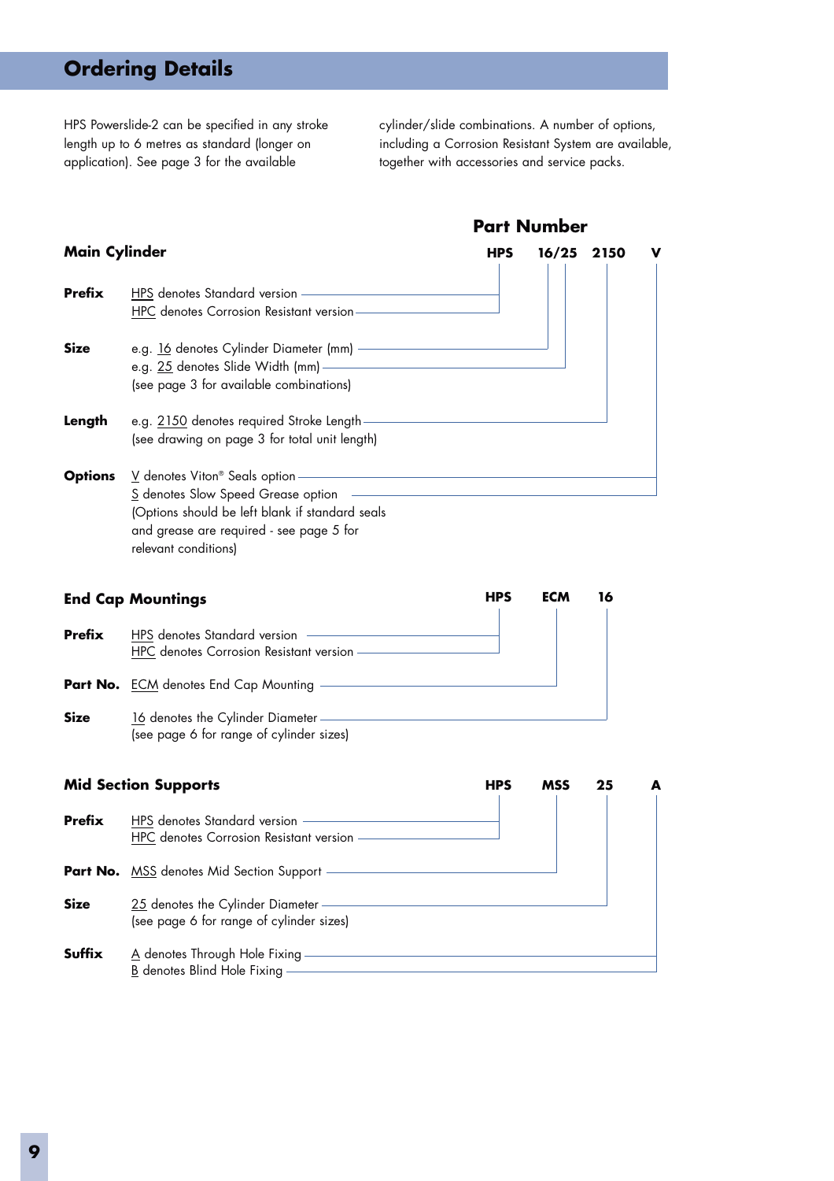## Ordering Details

HPS Powerslide-2 can be specified in any stroke length up to 6 metres as standard (longer on application). See page 3 for the available cylinder/slide combinations. A number of options, including a Corrosion Resistant System are available, together with accessories and service packs.

### Part Number

### Main Cylinder

**HPS 16/25 2150 V**

**Prefix**
- HPS denotes Standard version
- HPC denotes Corrosion Resistant version

**Size**
- e.g. 16 denotes Cylinder Diameter (mm)
- e.g. 25 denotes Slide Width (mm)
- (see page 3 for available combinations)

**Length**
- e.g. 2150 denotes required Stroke Length
- (see drawing on page 3 for total unit length)

**Options**
- V denotes Viton® Seals option
- S denotes Slow Speed Grease option
- (Options should be left blank if standard seals and grease are required - see page 5 for relevant conditions)

### End Cap Mountings

**HPS ECM 16**

**Prefix**
- HPS denotes Standard version
- HPC denotes Corrosion Resistant version

**Part No.**
- ECM denotes End Cap Mounting

**Size**
- 16 denotes the Cylinder Diameter
- (see page 6 for range of cylinder sizes)

### Mid Section Supports

**HPS MSS 25 A**

**Prefix**
- HPS denotes Standard version
- HPC denotes Corrosion Resistant version

**Part No.**
- MSS denotes Mid Section Support

**Size**
- 25 denotes the Cylinder Diameter
- (see page 6 for range of cylinder sizes)

**Suffix**
- A denotes Through Hole Fixing
- B denotes Blind Hole Fixing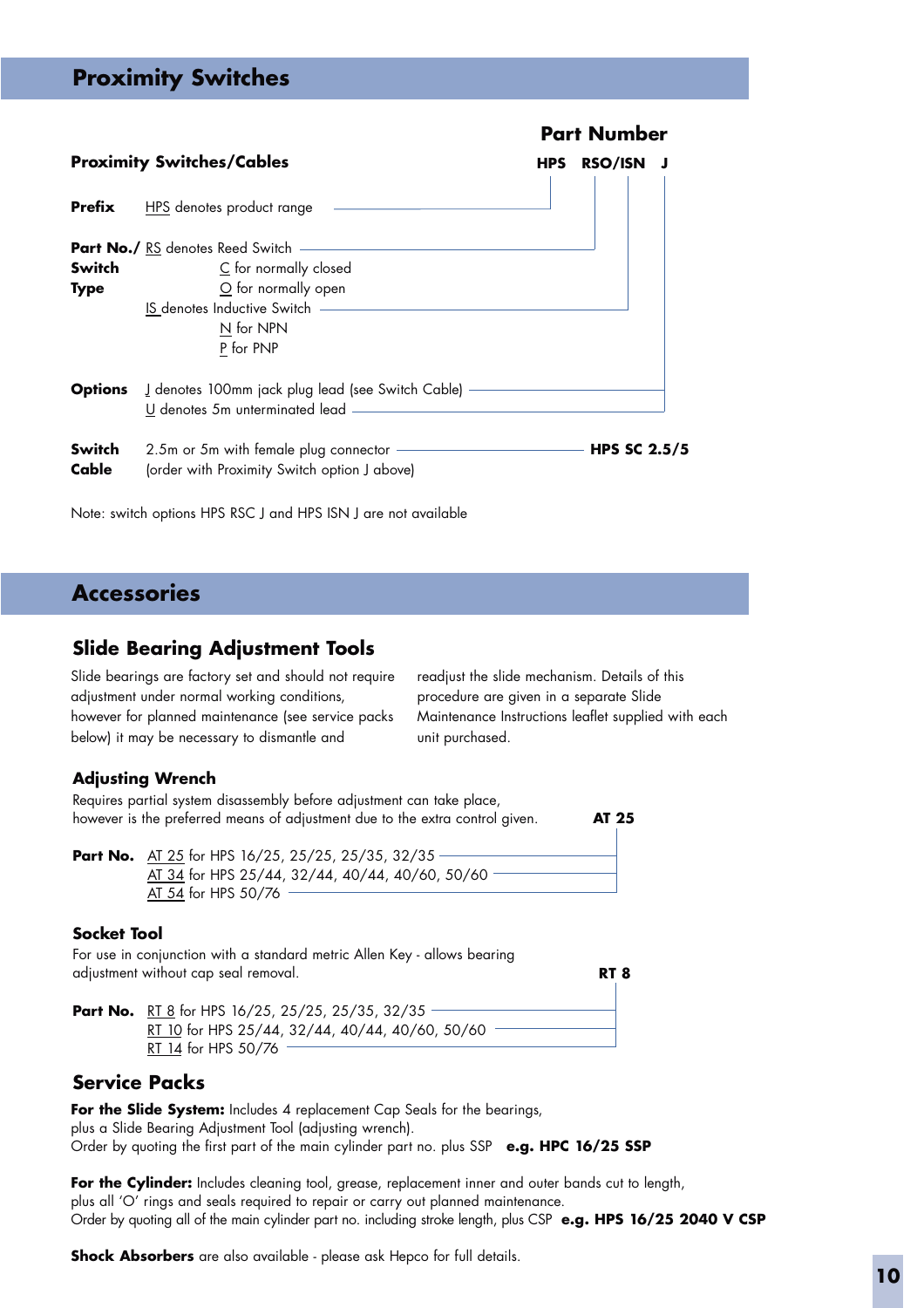## Proximity Switches

### Proximity Switches/Cables

**Part Number**

**HPS RSO/ISN J**

**Prefix** HPS denotes product range

**Part No./Switch Type** RS denotes Reed Switch
- C for normally closed
- O for normally open

IS denotes Inductive Switch
- N for NPN
- P for PNP

**Options** J denotes 100mm jack plug lead (see Switch Cable)
U denotes 5m unterminated lead

**Switch Cable** 2.5m or 5m with female plug connector (order with Proximity Switch option J above) — **HPS SC 2.5/5**

Note: switch options HPS RSC J and HPS ISN J are not available

## Accessories

### Slide Bearing Adjustment Tools

Slide bearings are factory set and should not require adjustment under normal working conditions, however for planned maintenance (see service packs below) it may be necessary to dismantle and readjust the slide mechanism. Details of this procedure are given in a separate Slide Maintenance Instructions leaflet supplied with each unit purchased.

#### Adjusting Wrench

Requires partial system disassembly before adjustment can take place, however is the preferred means of adjustment due to the extra control given. **AT 25**

**Part No.** AT 25 for HPS 16/25, 25/25, 25/35, 32/35
AT 34 for HPS 25/44, 32/44, 40/44, 40/60, 50/60
AT 54 for HPS 50/76

#### Socket Tool

For use in conjunction with a standard metric Allen Key - allows bearing adjustment without cap seal removal. **RT 8**

**Part No.** RT 8 for HPS 16/25, 25/25, 25/35, 32/35
RT 10 for HPS 25/44, 32/44, 40/44, 40/60, 50/60
RT 14 for HPS 50/76

### Service Packs

**For the Slide System:** Includes 4 replacement Cap Seals for the bearings, plus a Slide Bearing Adjustment Tool (adjusting wrench).
Order by quoting the first part of the main cylinder part no. plus SSP **e.g. HPC 16/25 SSP**

**For the Cylinder:** Includes cleaning tool, grease, replacement inner and outer bands cut to length, plus all 'O' rings and seals required to repair or carry out planned maintenance.
Order by quoting all of the main cylinder part no. including stroke length, plus CSP **e.g. HPS 16/25 2040 V CSP**

**Shock Absorbers** are also available - please ask Hepco for full details.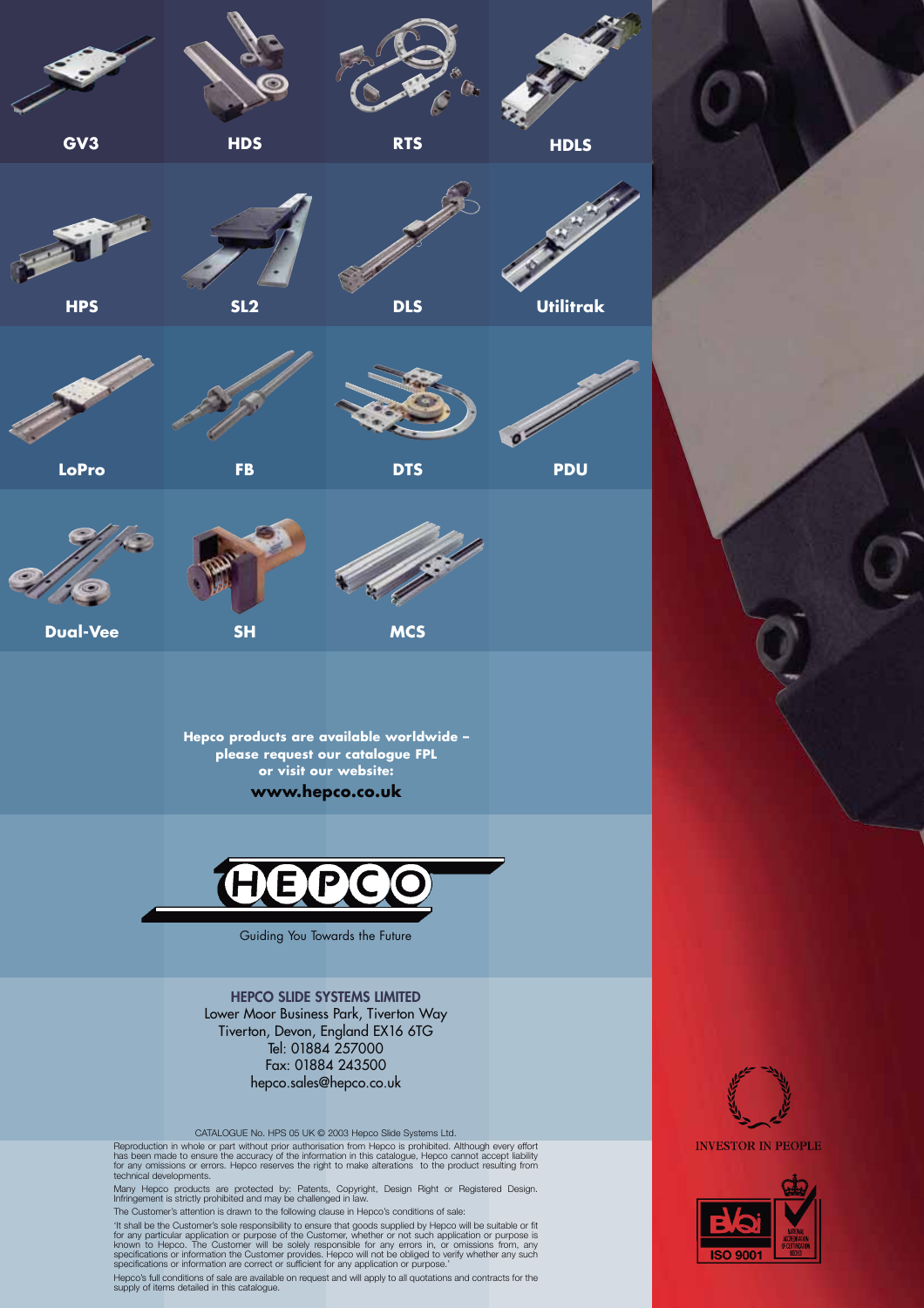GV3 HDS RTS HDLS

HPS SL2 DLS Utilitrak

LoPro FB DTS PDU

Dual-Vee SH MCS

**Hepco products are available worldwide – please request our catalogue FPL or visit our website:**

**www.hepco.co.uk**

HEPCO

Guiding You Towards the Future

**HEPCO SLIDE SYSTEMS LIMITED**
Lower Moor Business Park, Tiverton Way
Tiverton, Devon, England EX16 6TG
Tel: 01884 257000
Fax: 01884 243500
hepco.sales@hepco.co.uk

CATALOGUE No. HPS 05 UK © 2003 Hepco Slide Systems Ltd.

Reproduction in whole or part without prior authorisation from Hepco is prohibited. Although every effort has been made to ensure the accuracy of the information in this catalogue, Hepco cannot accept liability for any omissions or errors. Hepco reserves the right to make alterations to the product resulting from technical developments.

Many Hepco products are protected by: Patents, Copyright, Design Right or Registered Design. Infringement is strictly prohibited and may be challenged in law.

The Customer's attention is drawn to the following clause in Hepco's conditions of sale:

'It shall be the Customer's sole responsibility to ensure that goods supplied by Hepco will be suitable or fit for any particular application or purpose of the Customer, whether or not such application or purpose is known to Hepco. The Customer will be solely responsible for any errors in, or omissions from, any specifications or information the Customer provides. Hepco will not be obliged to verify whether any such specifications or information are correct or sufficient for any application or purpose.'

Hepco's full conditions of sale are available on request and will apply to all quotations and contracts for the supply of items detailed in this catalogue.

INVESTOR IN PEOPLE

ISO 9001